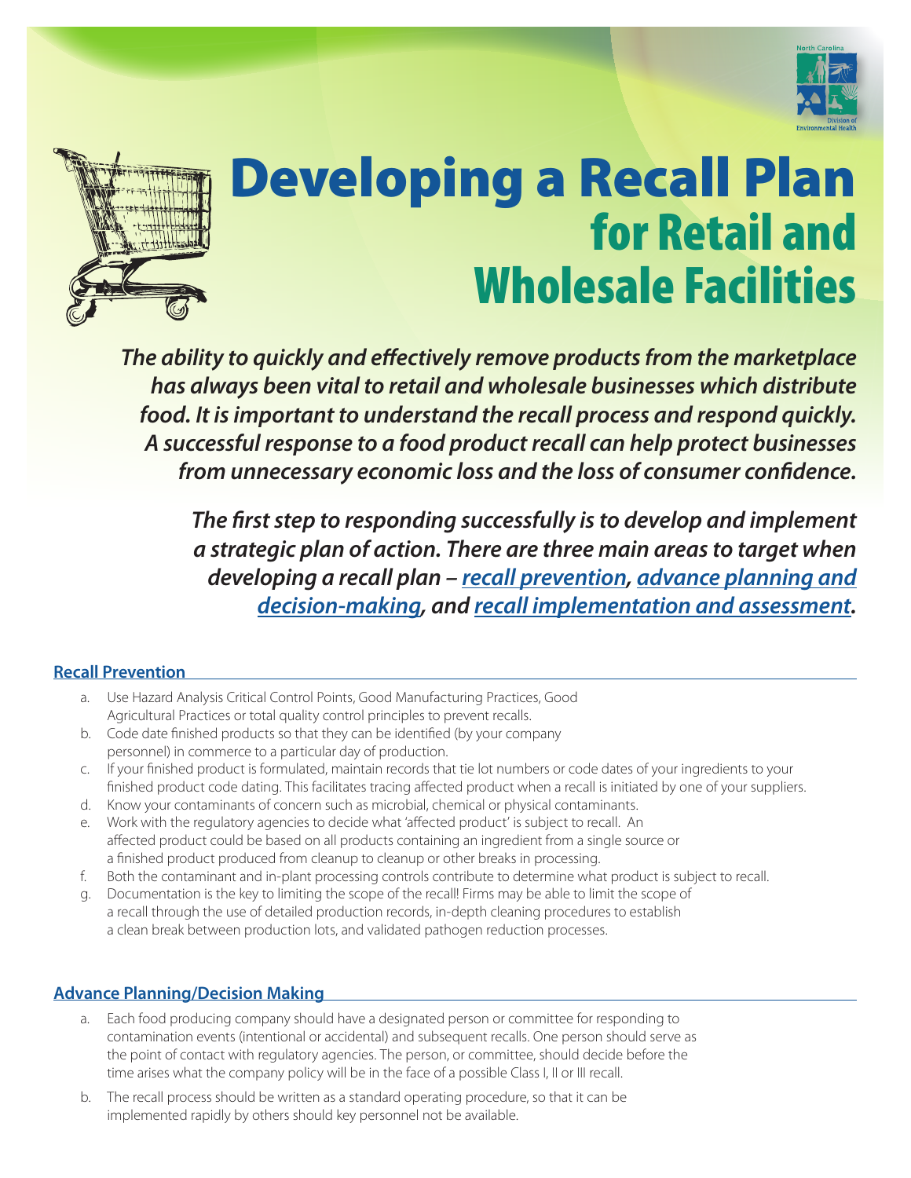# Developing a Recall Plan for Retail and Wholesale Facilities

***The ability to quickly and effectively remove products from the marketplace has always been vital to retail and wholesale businesses which distribute food. It is important to understand the recall process and respond quickly. A successful response to a food product recall can help protect businesses from unnecessary economic loss and the loss of consumer confidence.***

***The first step to responding successfully is to develop and implement a strategic plan of action. There are three main areas to target when developing a recall plan – recall prevention, advance planning and decision-making, and recall implementation and assessment.***

## Recall Prevention

a. Use Hazard Analysis Critical Control Points, Good Manufacturing Practices, Good Agricultural Practices or total quality control principles to prevent recalls.
b. Code date finished products so that they can be identified (by your company personnel) in commerce to a particular day of production.
c. If your finished product is formulated, maintain records that tie lot numbers or code dates of your ingredients to your finished product code dating. This facilitates tracing affected product when a recall is initiated by one of your suppliers.
d. Know your contaminants of concern such as microbial, chemical or physical contaminants.
e. Work with the regulatory agencies to decide what 'affected product' is subject to recall. An affected product could be based on all products containing an ingredient from a single source or a finished product produced from cleanup to cleanup or other breaks in processing.
f. Both the contaminant and in-plant processing controls contribute to determine what product is subject to recall.
g. Documentation is the key to limiting the scope of the recall! Firms may be able to limit the scope of a recall through the use of detailed production records, in-depth cleaning procedures to establish a clean break between production lots, and validated pathogen reduction processes.

## Advance Planning/Decision Making

a. Each food producing company should have a designated person or committee for responding to contamination events (intentional or accidental) and subsequent recalls. One person should serve as the point of contact with regulatory agencies. The person, or committee, should decide before the time arises what the company policy will be in the face of a possible Class I, II or III recall.
b. The recall process should be written as a standard operating procedure, so that it can be implemented rapidly by others should key personnel not be available.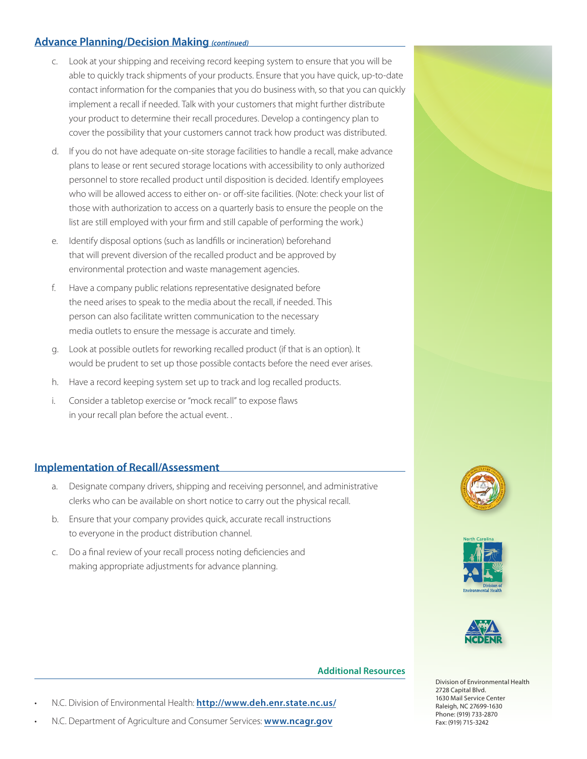## Advance Planning/Decision Making *(continued)*

c. Look at your shipping and receiving record keeping system to ensure that you will be able to quickly track shipments of your products. Ensure that you have quick, up-to-date contact information for the companies that you do business with, so that you can quickly implement a recall if needed. Talk with your customers that might further distribute your product to determine their recall procedures. Develop a contingency plan to cover the possibility that your customers cannot track how product was distributed.

d. If you do not have adequate on-site storage facilities to handle a recall, make advance plans to lease or rent secured storage locations with accessibility to only authorized personnel to store recalled product until disposition is decided. Identify employees who will be allowed access to either on- or off-site facilities. (Note: check your list of those with authorization to access on a quarterly basis to ensure the people on the list are still employed with your firm and still capable of performing the work.)

e. Identify disposal options (such as landfills or incineration) beforehand that will prevent diversion of the recalled product and be approved by environmental protection and waste management agencies.

f. Have a company public relations representative designated before the need arises to speak to the media about the recall, if needed. This person can also facilitate written communication to the necessary media outlets to ensure the message is accurate and timely.

g. Look at possible outlets for reworking recalled product (if that is an option). It would be prudent to set up those possible contacts before the need ever arises.

h. Have a record keeping system set up to track and log recalled products.

i. Consider a tabletop exercise or "mock recall" to expose flaws in your recall plan before the actual event. .

## Implementation of Recall/Assessment

a. Designate company drivers, shipping and receiving personnel, and administrative clerks who can be available on short notice to carry out the physical recall.

b. Ensure that your company provides quick, accurate recall instructions to everyone in the product distribution channel.

c. Do a final review of your recall process noting deficiencies and making appropriate adjustments for advance planning.

### Additional Resources

- N.C. Division of Environmental Health: **http://www.deh.enr.state.nc.us/**
- N.C. Department of Agriculture and Consumer Services: **www.ncagr.gov**

Division of Environmental Health
2728 Capital Blvd.
1630 Mail Service Center
Raleigh, NC 27699-1630
Phone: (919) 733-2870
Fax: (919) 715-3242